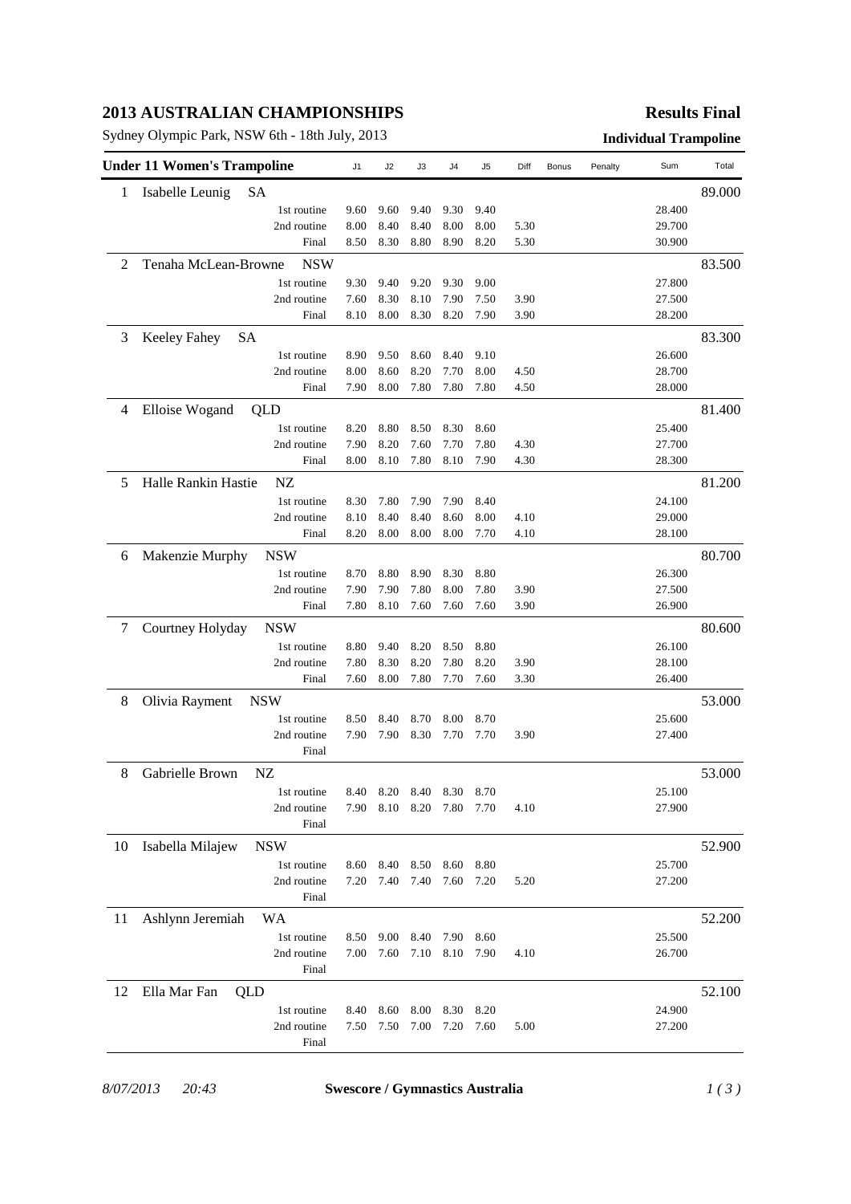# 2013 AUSTRALIAN CHAMPIONSHIPS

**Results Final**

Sydney Olympic Park, NSW 6th - 18th July, 2013

**Individual Trampoline**

| Under 11 Women's Trampoline | | J1 | J2 | J3 | J4 | J5 | Diff | Bonus | Penalty | Sum | Total |
|---|---|---|---|---|---|---|---|---|---|---|---|
| 1 | Isabelle Leunig SA | | | | | | | | | | 89.000 |
| | 1st routine | 9.60 | 9.60 | 9.40 | 9.30 | 9.40 | | | | 28.400 | |
| | 2nd routine | 8.00 | 8.40 | 8.40 | 8.00 | 8.00 | 5.30 | | | 29.700 | |
| | Final | 8.50 | 8.30 | 8.80 | 8.90 | 8.20 | 5.30 | | | 30.900 | |
| 2 | Tenaha McLean-Browne NSW | | | | | | | | | | 83.500 |
| | 1st routine | 9.30 | 9.40 | 9.20 | 9.30 | 9.00 | | | | 27.800 | |
| | 2nd routine | 7.60 | 8.30 | 8.10 | 7.90 | 7.50 | 3.90 | | | 27.500 | |
| | Final | 8.10 | 8.00 | 8.30 | 8.20 | 7.90 | 3.90 | | | 28.200 | |
| 3 | Keeley Fahey SA | | | | | | | | | | 83.300 |
| | 1st routine | 8.90 | 9.50 | 8.60 | 8.40 | 9.10 | | | | 26.600 | |
| | 2nd routine | 8.00 | 8.60 | 8.20 | 7.70 | 8.00 | 4.50 | | | 28.700 | |
| | Final | 7.90 | 8.00 | 7.80 | 7.80 | 7.80 | 4.50 | | | 28.000 | |
| 4 | Elloise Wogand QLD | | | | | | | | | | 81.400 |
| | 1st routine | 8.20 | 8.80 | 8.50 | 8.30 | 8.60 | | | | 25.400 | |
| | 2nd routine | 7.90 | 8.20 | 7.60 | 7.70 | 7.80 | 4.30 | | | 27.700 | |
| | Final | 8.00 | 8.10 | 7.80 | 8.10 | 7.90 | 4.30 | | | 28.300 | |
| 5 | Halle Rankin Hastie NZ | | | | | | | | | | 81.200 |
| | 1st routine | 8.30 | 7.80 | 7.90 | 7.90 | 8.40 | | | | 24.100 | |
| | 2nd routine | 8.10 | 8.40 | 8.40 | 8.60 | 8.00 | 4.10 | | | 29.000 | |
| | Final | 8.20 | 8.00 | 8.00 | 8.00 | 7.70 | 4.10 | | | 28.100 | |
| 6 | Makenzie Murphy NSW | | | | | | | | | | 80.700 |
| | 1st routine | 8.70 | 8.80 | 8.90 | 8.30 | 8.80 | | | | 26.300 | |
| | 2nd routine | 7.90 | 7.90 | 7.80 | 8.00 | 7.80 | 3.90 | | | 27.500 | |
| | Final | 7.80 | 8.10 | 7.60 | 7.60 | 7.60 | 3.90 | | | 26.900 | |
| 7 | Courtney Holyday NSW | | | | | | | | | | 80.600 |
| | 1st routine | 8.80 | 9.40 | 8.20 | 8.50 | 8.80 | | | | 26.100 | |
| | 2nd routine | 7.80 | 8.30 | 8.20 | 7.80 | 8.20 | 3.90 | | | 28.100 | |
| | Final | 7.60 | 8.00 | 7.80 | 7.70 | 7.60 | 3.30 | | | 26.400 | |
| 8 | Olivia Rayment NSW | | | | | | | | | | 53.000 |
| | 1st routine | 8.50 | 8.40 | 8.70 | 8.00 | 8.70 | | | | 25.600 | |
| | 2nd routine | 7.90 | 7.90 | 8.30 | 7.70 | 7.70 | 3.90 | | | 27.400 | |
| | Final | | | | | | | | | | |
| 8 | Gabrielle Brown NZ | | | | | | | | | | 53.000 |
| | 1st routine | 8.40 | 8.20 | 8.40 | 8.30 | 8.70 | | | | 25.100 | |
| | 2nd routine | 7.90 | 8.10 | 8.20 | 7.80 | 7.70 | 4.10 | | | 27.900 | |
| | Final | | | | | | | | | | |
| 10 | Isabella Milajew NSW | | | | | | | | | | 52.900 |
| | 1st routine | 8.60 | 8.40 | 8.50 | 8.60 | 8.80 | | | | 25.700 | |
| | 2nd routine | 7.20 | 7.40 | 7.40 | 7.60 | 7.20 | 5.20 | | | 27.200 | |
| | Final | | | | | | | | | | |
| 11 | Ashlynn Jeremiah WA | | | | | | | | | | 52.200 |
| | 1st routine | 8.50 | 9.00 | 8.40 | 7.90 | 8.60 | | | | 25.500 | |
| | 2nd routine | 7.00 | 7.60 | 7.10 | 8.10 | 7.90 | 4.10 | | | 26.700 | |
| | Final | | | | | | | | | | |
| 12 | Ella Mar Fan QLD | | | | | | | | | | 52.100 |
| | 1st routine | 8.40 | 8.60 | 8.00 | 8.30 | 8.20 | | | | 24.900 | |
| | 2nd routine | 7.50 | 7.50 | 7.00 | 7.20 | 7.60 | 5.00 | | | 27.200 | |
| | Final | | | | | | | | | | |

*8/07/2013 20:43* **Swescore / Gymnastics Australia**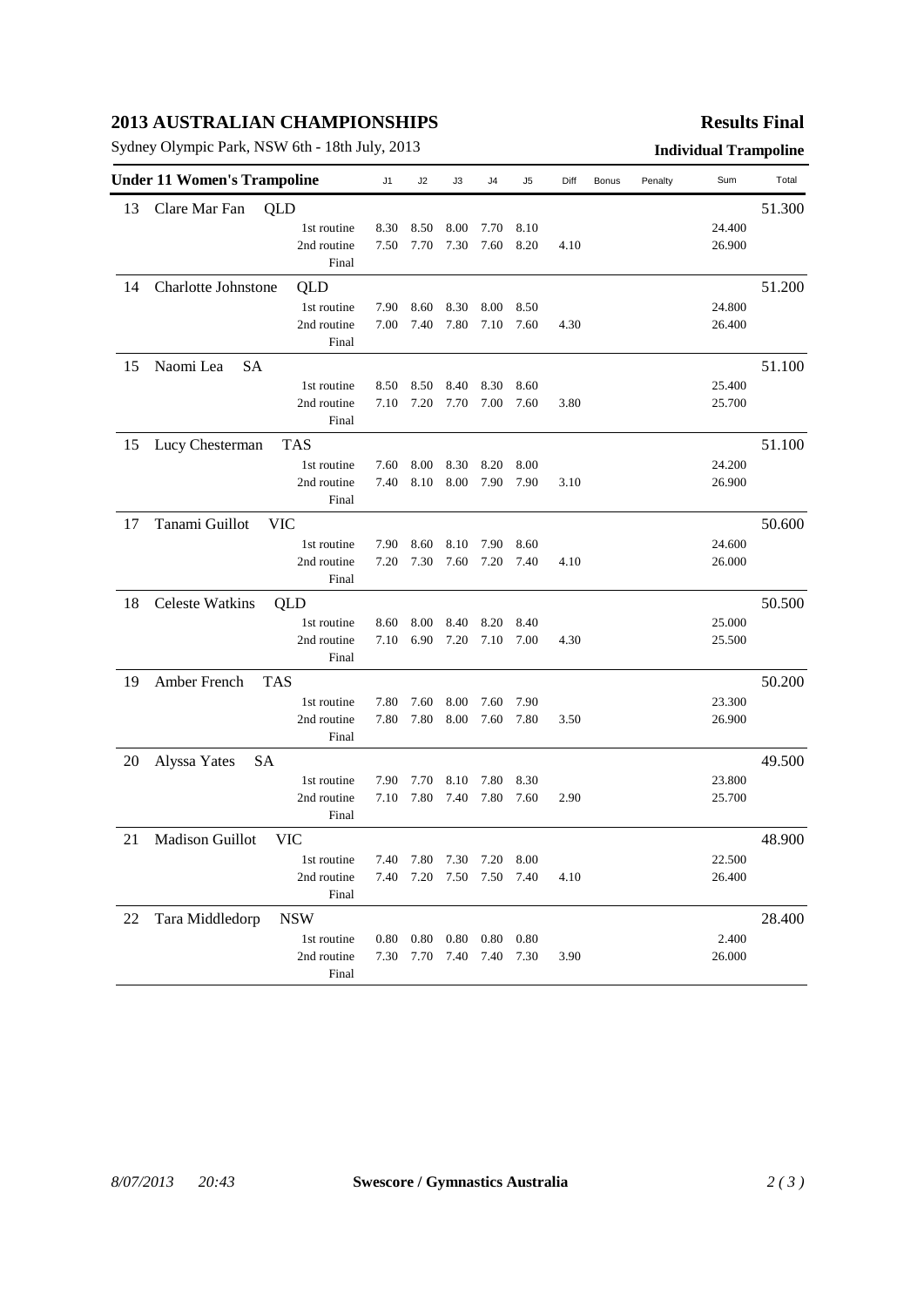# 2013 AUSTRALIAN CHAMPIONSHIPS

**Results Final**

Sydney Olympic Park, NSW 6th - 18th July, 2013

**Individual Trampoline**

| Under 11 Women's Trampoline | | | J1 | J2 | J3 | J4 | J5 | Diff | Bonus | Penalty | Sum | Total |
|---|---|---|---|---|---|---|---|---|---|---|---|---|
| 13 | Clare Mar Fan QLD | | | | | | | | | | | 51.300 |
| | | 1st routine | 8.30 | 8.50 | 8.00 | 7.70 | 8.10 | | | | 24.400 | |
| | | 2nd routine | 7.50 | 7.70 | 7.30 | 7.60 | 8.20 | 4.10 | | | 26.900 | |
| | | Final | | | | | | | | | | |
| 14 | Charlotte Johnstone QLD | | | | | | | | | | | 51.200 |
| | | 1st routine | 7.90 | 8.60 | 8.30 | 8.00 | 8.50 | | | | 24.800 | |
| | | 2nd routine | 7.00 | 7.40 | 7.80 | 7.10 | 7.60 | 4.30 | | | 26.400 | |
| | | Final | | | | | | | | | | |
| 15 | Naomi Lea SA | | | | | | | | | | | 51.100 |
| | | 1st routine | 8.50 | 8.50 | 8.40 | 8.30 | 8.60 | | | | 25.400 | |
| | | 2nd routine | 7.10 | 7.20 | 7.70 | 7.00 | 7.60 | 3.80 | | | 25.700 | |
| | | Final | | | | | | | | | | |
| 15 | Lucy Chesterman TAS | | | | | | | | | | | 51.100 |
| | | 1st routine | 7.60 | 8.00 | 8.30 | 8.20 | 8.00 | | | | 24.200 | |
| | | 2nd routine | 7.40 | 8.10 | 8.00 | 7.90 | 7.90 | 3.10 | | | 26.900 | |
| | | Final | | | | | | | | | | |
| 17 | Tanami Guillot VIC | | | | | | | | | | | 50.600 |
| | | 1st routine | 7.90 | 8.60 | 8.10 | 7.90 | 8.60 | | | | 24.600 | |
| | | 2nd routine | 7.20 | 7.30 | 7.60 | 7.20 | 7.40 | 4.10 | | | 26.000 | |
| | | Final | | | | | | | | | | |
| 18 | Celeste Watkins QLD | | | | | | | | | | | 50.500 |
| | | 1st routine | 8.60 | 8.00 | 8.40 | 8.20 | 8.40 | | | | 25.000 | |
| | | 2nd routine | 7.10 | 6.90 | 7.20 | 7.10 | 7.00 | 4.30 | | | 25.500 | |
| | | Final | | | | | | | | | | |
| 19 | Amber French TAS | | | | | | | | | | | 50.200 |
| | | 1st routine | 7.80 | 7.60 | 8.00 | 7.60 | 7.90 | | | | 23.300 | |
| | | 2nd routine | 7.80 | 7.80 | 8.00 | 7.60 | 7.80 | 3.50 | | | 26.900 | |
| | | Final | | | | | | | | | | |
| 20 | Alyssa Yates SA | | | | | | | | | | | 49.500 |
| | | 1st routine | 7.90 | 7.70 | 8.10 | 7.80 | 8.30 | | | | 23.800 | |
| | | 2nd routine | 7.10 | 7.80 | 7.40 | 7.80 | 7.60 | 2.90 | | | 25.700 | |
| | | Final | | | | | | | | | | |
| 21 | Madison Guillot VIC | | | | | | | | | | | 48.900 |
| | | 1st routine | 7.40 | 7.80 | 7.30 | 7.20 | 8.00 | | | | 22.500 | |
| | | 2nd routine | 7.40 | 7.20 | 7.50 | 7.50 | 7.40 | 4.10 | | | 26.400 | |
| | | Final | | | | | | | | | | |
| 22 | Tara Middledorp NSW | | | | | | | | | | | 28.400 |
| | | 1st routine | 0.80 | 0.80 | 0.80 | 0.80 | 0.80 | | | | 2.400 | |
| | | 2nd routine | 7.30 | 7.70 | 7.40 | 7.40 | 7.30 | 3.90 | | | 26.000 | |
| | | Final | | | | | | | | | | |

*8/07/2013 20:43* **Swescore / Gymnastics Australia**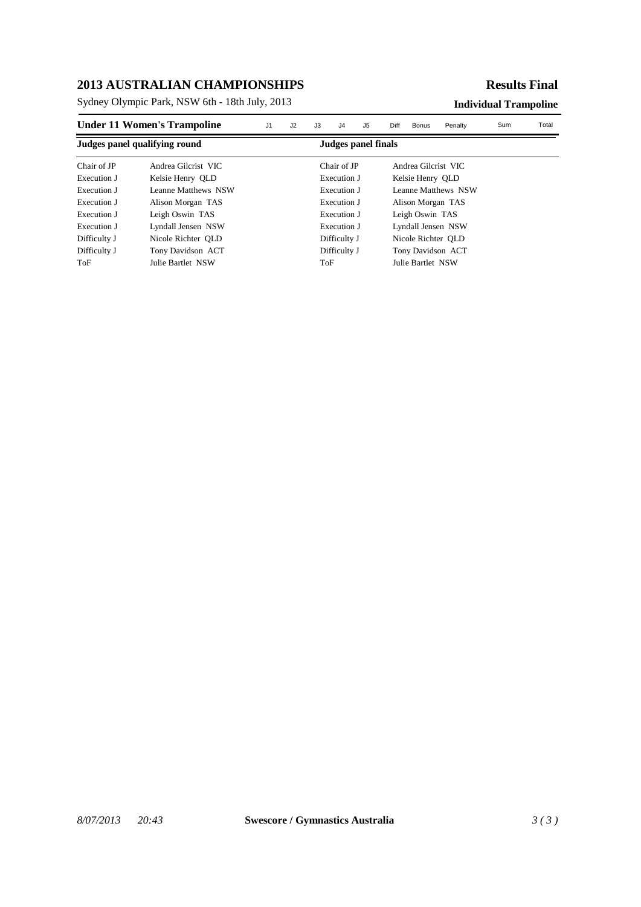## 2013 AUSTRALIAN CHAMPIONSHIPS

**Results Final**

Sydney Olympic Park, NSW 6th - 18th July, 2013

**Individual Trampoline**

| **Under 11 Women's Trampoline** | J1 | J2 | J3 | J4 | J5 | Diff | Bonus | Penalty | Sum | Total |
|---|---|---|---|---|---|---|---|---|---|---|

| **Judges panel qualifying round** | | **Judges panel finals** | |
|---|---|---|---|
| Chair of JP | Andrea Gilcrist VIC | Chair of JP | Andrea Gilcrist VIC |
| Execution J | Kelsie Henry QLD | Execution J | Kelsie Henry QLD |
| Execution J | Leanne Matthews NSW | Execution J | Leanne Matthews NSW |
| Execution J | Alison Morgan TAS | Execution J | Alison Morgan TAS |
| Execution J | Leigh Oswin TAS | Execution J | Leigh Oswin TAS |
| Execution J | Lyndall Jensen NSW | Execution J | Lyndall Jensen NSW |
| Difficulty J | Nicole Richter QLD | Difficulty J | Nicole Richter QLD |
| Difficulty J | Tony Davidson ACT | Difficulty J | Tony Davidson ACT |
| ToF | Julie Bartlet NSW | ToF | Julie Bartlet NSW |

*8/07/2013 20:43* **Swescore / Gymnastics Australia**